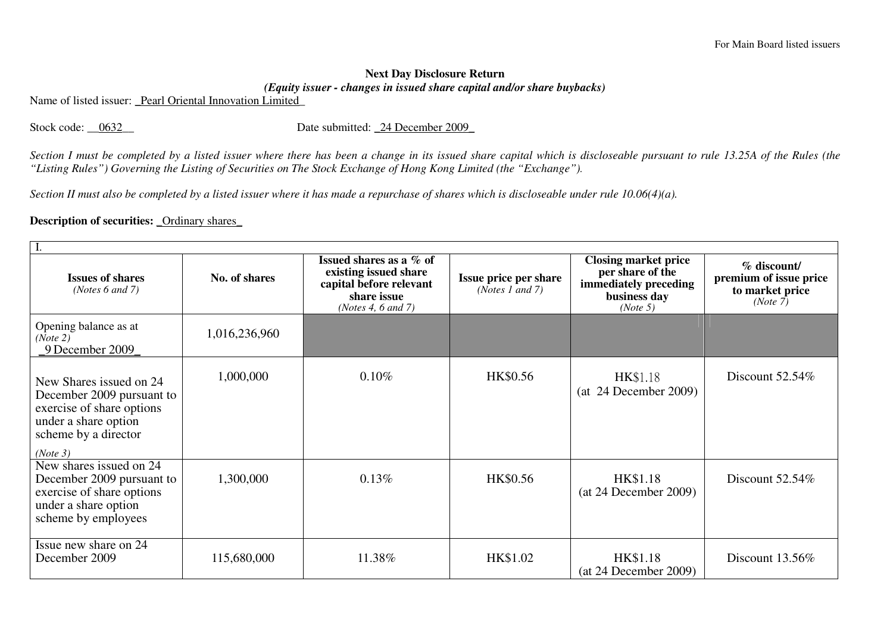For Main Board listed issuers

**Next Day Disclosure Return**

***(Equity issuer - changes in issued share capital and/or share buybacks)***

Name of listed issuer: _Pearl Oriental Innovation Limited_

Stock code: __0632__ Date submitted: _24 December 2009_

*Section I must be completed by a listed issuer where there has been a change in its issued share capital which is discloseable pursuant to rule 13.25A of the Rules (the "Listing Rules") Governing the Listing of Securities on The Stock Exchange of Hong Kong Limited (the "Exchange").*

*Section II must also be completed by a listed issuer where it has made a repurchase of shares which is discloseable under rule 10.06(4)(a).*

**Description of securities:** _Ordinary shares_

| I. | | | | | |
|---|---|---|---|---|---|
| **Issues of shares** *(Notes 6 and 7)* | **No. of shares** | **Issued shares as a % of existing issued share capital before relevant share issue** *(Notes 4, 6 and 7)* | **Issue price per share** *(Notes 1 and 7)* | **Closing market price per share of the immediately preceding business day** *(Note 5)* | **% discount/ premium of issue price to market price** *(Note 7)* |
| Opening balance as at *(Note 2)* _9 December 2009_ | 1,016,236,960 | | | | |
| New Shares issued on 24 December 2009 pursuant to exercise of share options under a share option scheme by a director *(Note 3)* | 1,000,000 | 0.10% | HK$0.56 | HK$1.18 (at 24 December 2009) | Discount 52.54% |
| New shares issued on 24 December 2009 pursuant to exercise of share options under a share option scheme by employees | 1,300,000 | 0.13% | HK$0.56 | HK$1.18 (at 24 December 2009) | Discount 52.54% |
| Issue new share on 24 December 2009 | 115,680,000 | 11.38% | HK$1.02 | HK$1.18 (at 24 December 2009) | Discount 13.56% |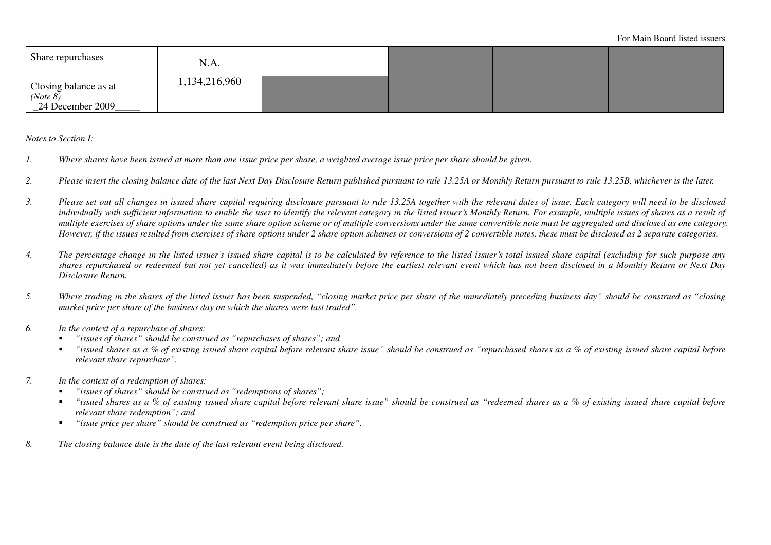| | | | | | |
|---|---|---|---|---|---|
| Share repurchases | N.A. | | | | |
| Closing balance as at *(Note 8)* _24 December 2009_____ | 1,134,216,960 | | | | |

*Notes to Section I:*

1. *Where shares have been issued at more than one issue price per share, a weighted average issue price per share should be given.*

2. *Please insert the closing balance date of the last Next Day Disclosure Return published pursuant to rule 13.25A or Monthly Return pursuant to rule 13.25B, whichever is the later.*

3. *Please set out all changes in issued share capital requiring disclosure pursuant to rule 13.25A together with the relevant dates of issue. Each category will need to be disclosed individually with sufficient information to enable the user to identify the relevant category in the listed issuer's Monthly Return. For example, multiple issues of shares as a result of multiple exercises of share options under the same share option scheme or of multiple conversions under the same convertible note must be aggregated and disclosed as one category. However, if the issues resulted from exercises of share options under 2 share option schemes or conversions of 2 convertible notes, these must be disclosed as 2 separate categories.*

4. *The percentage change in the listed issuer's issued share capital is to be calculated by reference to the listed issuer's total issued share capital (excluding for such purpose any shares repurchased or redeemed but not yet cancelled) as it was immediately before the earliest relevant event which has not been disclosed in a Monthly Return or Next Day Disclosure Return.*

5. *Where trading in the shares of the listed issuer has been suspended, "closing market price per share of the immediately preceding business day" should be construed as "closing market price per share of the business day on which the shares were last traded".*

6. *In the context of a repurchase of shares:*
   - *"issues of shares" should be construed as "repurchases of shares"; and*
   - *"issued shares as a % of existing issued share capital before relevant share issue" should be construed as "repurchased shares as a % of existing issued share capital before relevant share repurchase".*

7. *In the context of a redemption of shares:*
   - *"issues of shares" should be construed as "redemptions of shares";*
   - *"issued shares as a % of existing issued share capital before relevant share issue" should be construed as "redeemed shares as a % of existing issued share capital before relevant share redemption"; and*
   - *"issue price per share" should be construed as "redemption price per share".*

8. *The closing balance date is the date of the last relevant event being disclosed.*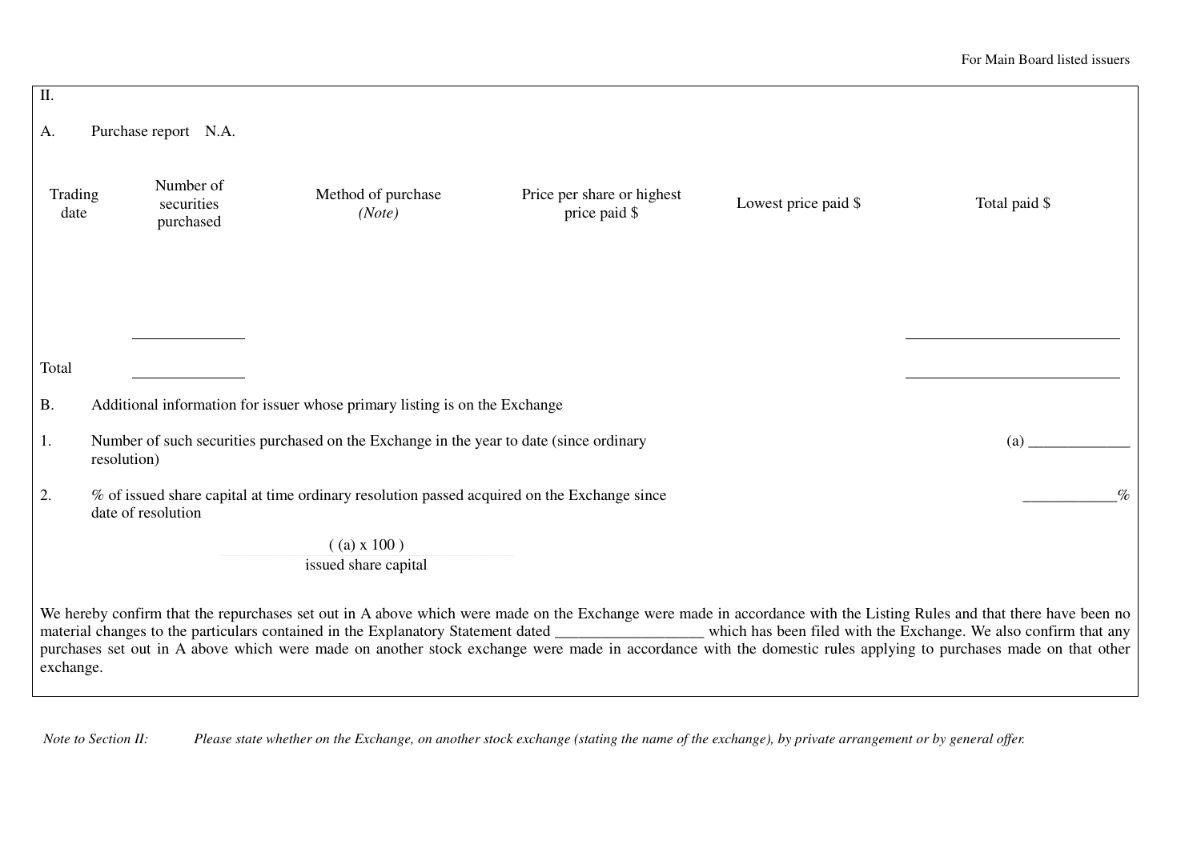II.

A. Purchase report N.A.

| Trading date | Number of securities purchased | Method of purchase *(Note)* | Price per share or highest price paid $ | Lowest price paid $ | Total paid $ |
|---|---|---|---|---|---|
| | | | | | |
| Total | | | | | |

B. Additional information for issuer whose primary listing is on the Exchange

1. Number of such securities purchased on the Exchange in the year to date (since ordinary resolution) (a) _____________

2. % of issued share capital at time ordinary resolution passed acquired on the Exchange since date of resolution ____________%

$$\frac{(a) \times 100}{\text{issued share capital}}$$

We hereby confirm that the repurchases set out in A above which were made on the Exchange were made in accordance with the Listing Rules and that there have been no material changes to the particulars contained in the Explanatory Statement dated ___________________ which has been filed with the Exchange. We also confirm that any purchases set out in A above which were made on another stock exchange were made in accordance with the domestic rules applying to purchases made on that other exchange.

*Note to Section II: Please state whether on the Exchange, on another stock exchange (stating the name of the exchange), by private arrangement or by general offer.*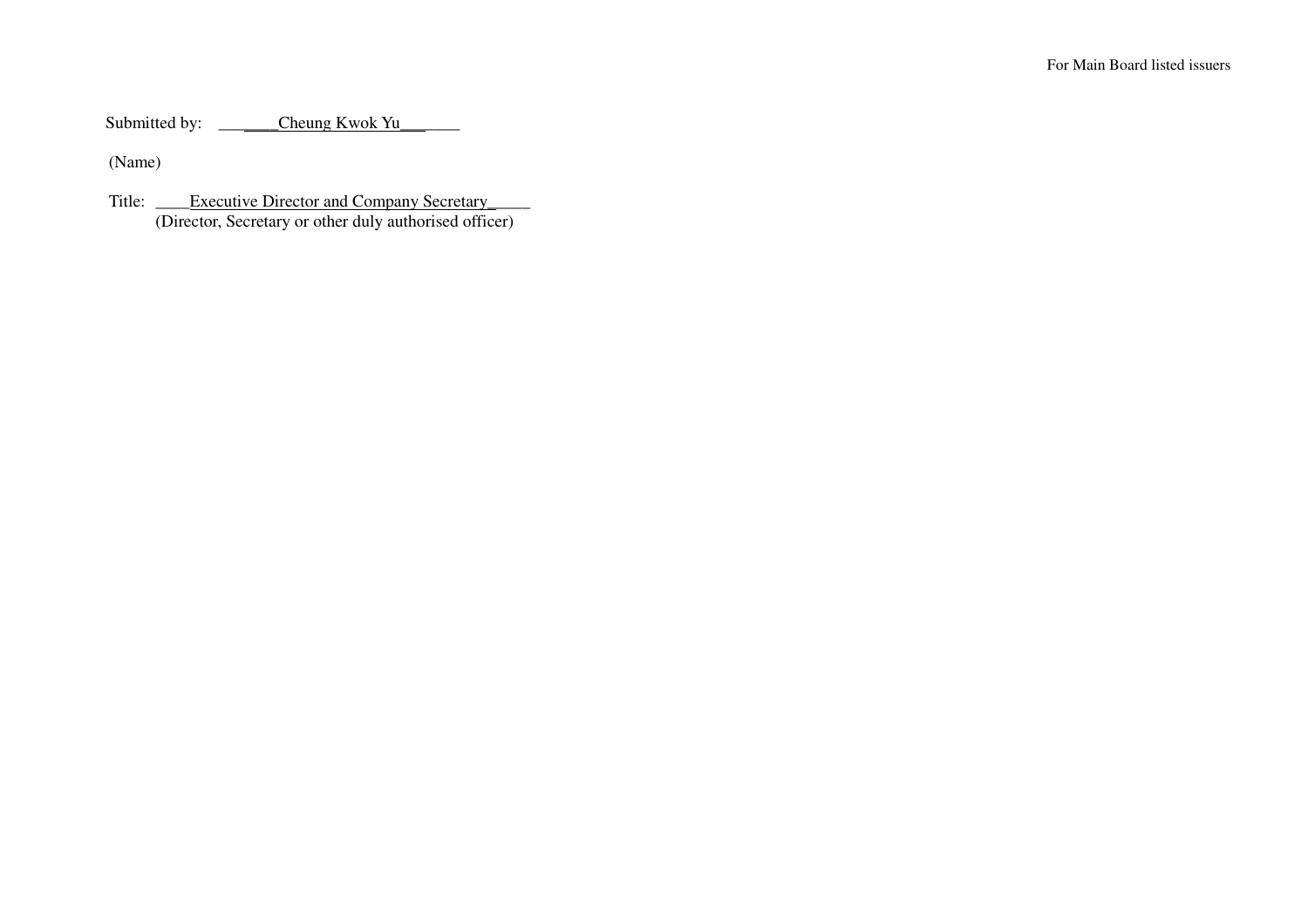Submitted by: Cheung Kwok Yu

(Name)

Title: Executive Director and Company Secretary
(Director, Secretary or other duly authorised officer)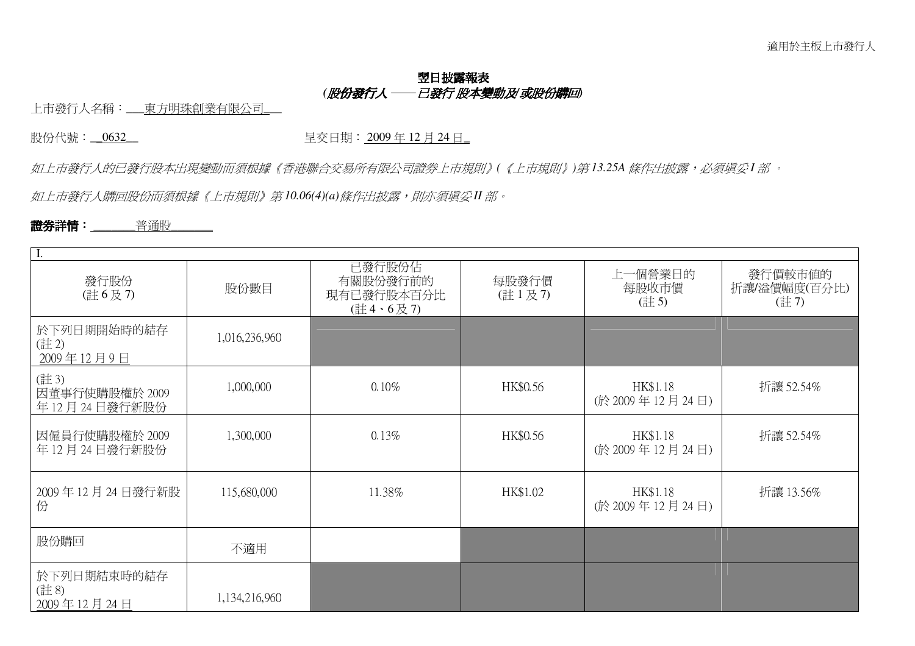適用於主板上市發行人

# 翌日披露報表

***(股份發行人 ── 已發行 股本變動及/或股份購回)***

上市發行人名稱：___東方明珠創業有限公司___

股份代號：__0632__　　　　　　　　　　呈交日期：2009 年 12 月 24 日_

*如上市發行人的已發行股本出現變動而須根據《香港聯合交易所有限公司證券上市規則》(《上市規則》)第 13.25A 條作出披露，必須填妥 I 部 。*

*如上市發行人購回股份而須根據《上市規則》第 10.06(4)(a)條作出披露，則亦須填妥 II 部。*

**證券詳情：**_______普通股_______

| I. | | | | | |
|---|---|---|---|---|---|
| 發行股份 (註 6 及 7) | 股份數目 | 已發行股份佔有關股份發行前的現有已發行股本百分比 (註 4、6 及 7) | 每股發行價 (註 1 及 7) | 上一個營業日的每股收市價 (註 5) | 發行價較市值的折讓/溢價幅度(百分比) (註 7) |
| 於下列日期開始時的結存 (註 2) 2009 年 12 月 9 日 | 1,016,236,960 | | | | |
| (註 3) 因董事行使購股權於 2009 年 12 月 24 日發行新股份 | 1,000,000 | 0.10% | HK$0.56 | HK$1.18 (於 2009 年 12 月 24 日) | 折讓 52.54% |
| 因僱員行使購股權於 2009 年 12 月 24 日發行新股份 | 1,300,000 | 0.13% | HK$0.56 | HK$1.18 (於 2009 年 12 月 24 日) | 折讓 52.54% |
| 2009 年 12 月 24 日發行新股份 | 115,680,000 | 11.38% | HK$1.02 | HK$1.18 (於 2009 年 12 月 24 日) | 折讓 13.56% |
| 股份購回 | 不適用 | | | | |
| 於下列日期結束時的結存 (註 8) 2009 年 12 月 24 日 | 1,134,216,960 | | | | |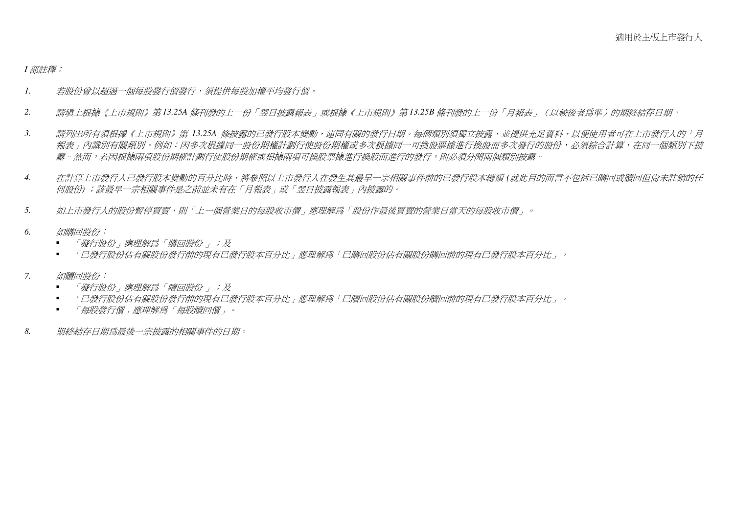*I 部註釋：*

1. *若股份曾以超過一個每股發行價發行，須提供每股加權平均發行價。*

2. *請填上根據《上市規則》第 13.25A 條刊發的上一份「翌日披露報表」或根據《上市規則》第 13.25B 條刊發的上一份「月報表」（以較後者爲準）的期終結存日期。*

3. *請列出所有須根據《上市規則》第 13.25A 條披露的已發行股本變動，連同有關的發行日期。每個類別須獨立披露，並提供充足資料，以便使用者可在上市發行人的「月報表」內識別有關類別。例如：因多次根據同一股份期權計劃行使股份期權或多次根據同一可換股票據進行換股而多次發行的股份，必須綜合計算，在同一個類別下披露。然而，若因根據兩項股份期權計劃行使股份期權或根據兩項可換股票據進行換股而進行的發行，則必須分開兩個類別披露。*

4. *在計算上市發行人已發行股本變動的百分比時，將參照以上市發行人在發生其最早一宗相關事件前的已發行股本總額 (就此目的而言不包括已購回或贖回但尚未註銷的任何股份) ；該最早一宗相關事件是之前並未有在「月報表」或「翌日披露報表」內披露的。*

5. *如上市發行人的股份暫停買賣，則「上一個營業日的每股收市價」應理解爲「股份作最後買賣的營業日當天的每股收市價」。*

6. *如購回股份：*
   - *「發行股份」應理解爲「購回股份 」；及*
   - *「已發行股份佔有關股份發行前的現有已發行股本百分比」應理解爲「已購回股份佔有關股份購回前的現有已發行股本百分比」。*

7. *如贖回股份：*
   - *「發行股份」應理解爲「贖回股份 」；及*
   - *「已發行股份佔有關股份發行前的現有已發行股本百分比」應理解爲「已贖回股份佔有關股份贖回前的現有已發行股本百分比」。*
   - *「每股發行價」應理解爲「每股贖回價」。*

8. *期終結存日期爲最後一宗披露的相關事件的日期。*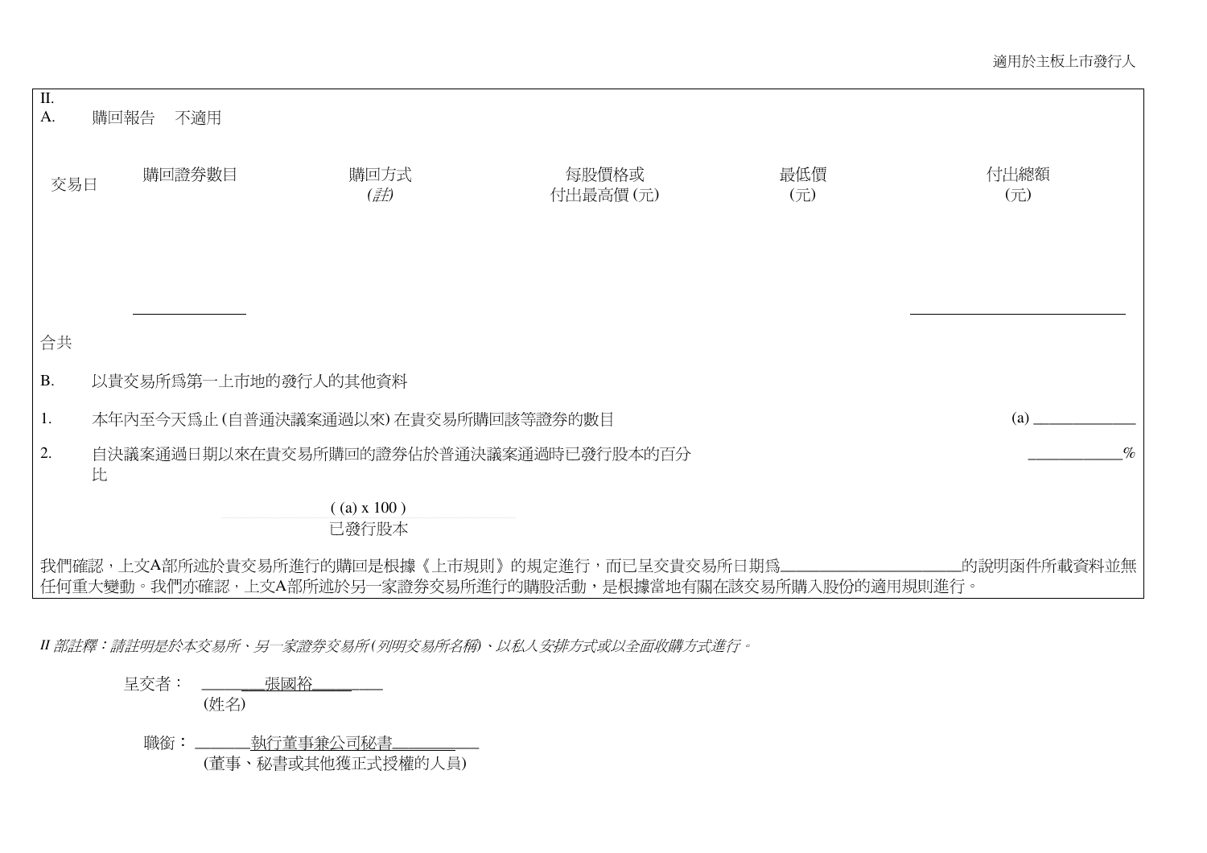II.

A. 購回報告 不適用

| 交易日 | 購回證券數目 | 購回方式 *(註)* | 每股價格或付出最高價 (元) | 最低價 (元) | 付出總額 (元) |
|---|---|---|---|---|---|
| | | | | | |
| 合共 | ______ | | | | ______ |

B. 以貴交易所爲第一上市地的發行人的其他資料

1. 本年內至今天爲止 (自普通決議案通過以來) 在貴交易所購回該等證券的數目 (a) ______

2. 自決議案通過日期以來在貴交易所購回的證券佔於普通決議案通過時已發行股本的百分比 ______%

$$\frac{(a) \times 100}{\text{已發行股本}}$$

我們確認，上文A部所述於貴交易所進行的購回是根據《上市規則》的規定進行，而已呈交貴交易所日期爲______的說明函件所載資料並無任何重大變動。我們亦確認，上文A部所述於另一家證券交易所進行的購股活動，是根據當地有關在該交易所購入股份的適用規則進行。

*II 部註釋：請註明是於本交易所、另一家證券交易所 (列明交易所名稱)、以私人安排方式或以全面收購方式進行。*

呈交者： 張國裕
(姓名)

職銜： 執行董事兼公司秘書
(董事、秘書或其他獲正式授權的人員)